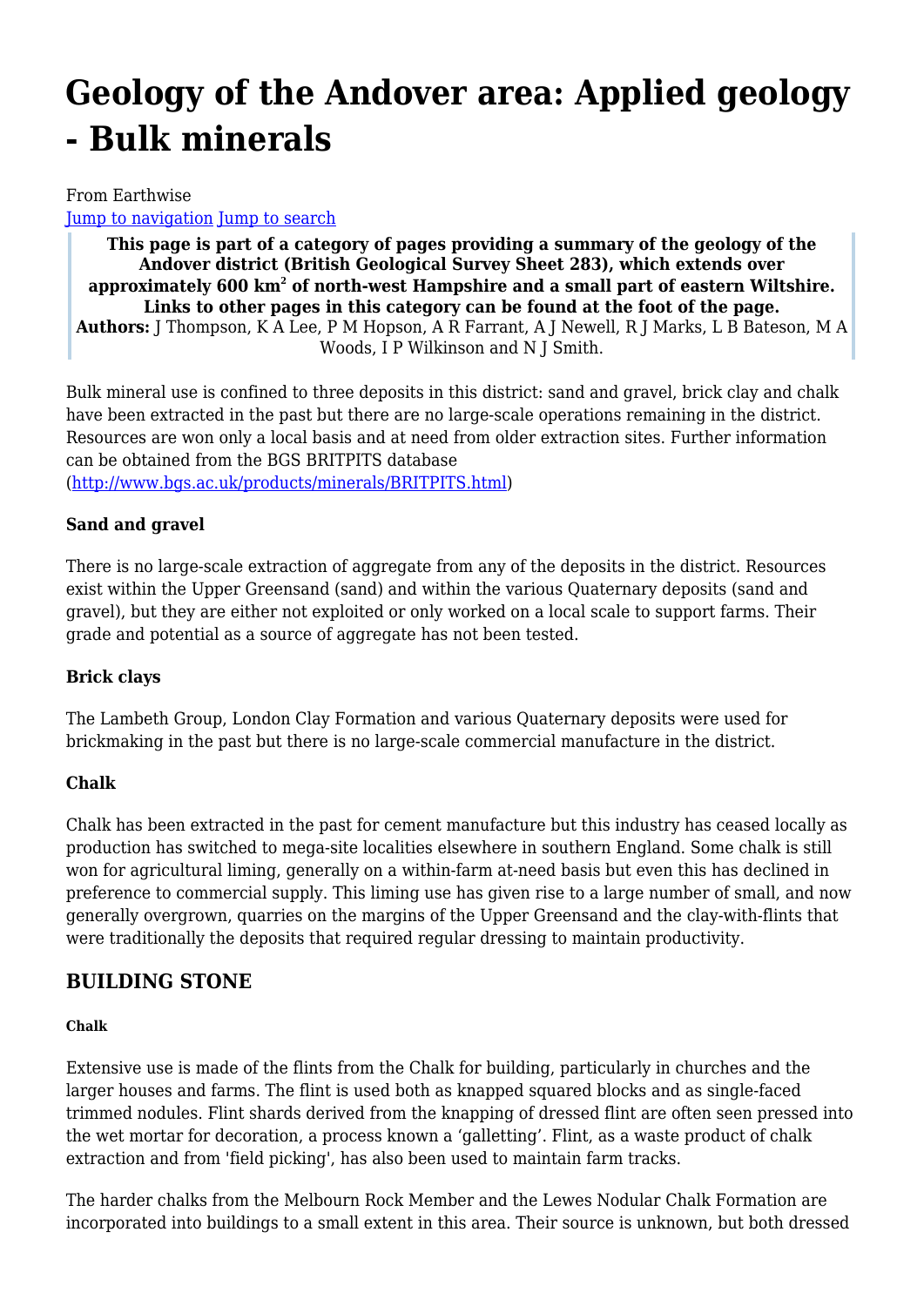# Geology of the Andover area: Applied geology - Bulk minerals

From Earthwise

Jump to navigation Jump to search

> **This page is part of a category of pages providing a summary of the geology of the Andover district (British Geological Survey Sheet 283), which extends over approximately 600 km$^2$ of north-west Hampshire and a small part of eastern Wiltshire. Links to other pages in this category can be found at the foot of the page.**
> **Authors:** J Thompson, K A Lee, P M Hopson, A R Farrant, A J Newell, R J Marks, L B Bateson, M A Woods, I P Wilkinson and N J Smith.

Bulk mineral use is confined to three deposits in this district: sand and gravel, brick clay and chalk have been extracted in the past but there are no large-scale operations remaining in the district. Resources are won only a local basis and at need from older extraction sites. Further information can be obtained from the BGS BRITPITS database (http://www.bgs.ac.uk/products/minerals/BRITPITS.html)

### Sand and gravel

There is no large-scale extraction of aggregate from any of the deposits in the district. Resources exist within the Upper Greensand (sand) and within the various Quaternary deposits (sand and gravel), but they are either not exploited or only worked on a local scale to support farms. Their grade and potential as a source of aggregate has not been tested.

### Brick clays

The Lambeth Group, London Clay Formation and various Quaternary deposits were used for brickmaking in the past but there is no large-scale commercial manufacture in the district.

### Chalk

Chalk has been extracted in the past for cement manufacture but this industry has ceased locally as production has switched to mega-site localities elsewhere in southern England. Some chalk is still won for agricultural liming, generally on a within-farm at-need basis but even this has declined in preference to commercial supply. This liming use has given rise to a large number of small, and now generally overgrown, quarries on the margins of the Upper Greensand and the clay-with-flints that were traditionally the deposits that required regular dressing to maintain productivity.

## BUILDING STONE

#### Chalk

Extensive use is made of the flints from the Chalk for building, particularly in churches and the larger houses and farms. The flint is used both as knapped squared blocks and as single-faced trimmed nodules. Flint shards derived from the knapping of dressed flint are often seen pressed into the wet mortar for decoration, a process known a 'galletting'. Flint, as a waste product of chalk extraction and from 'field picking', has also been used to maintain farm tracks.

The harder chalks from the Melbourn Rock Member and the Lewes Nodular Chalk Formation are incorporated into buildings to a small extent in this area. Their source is unknown, but both dressed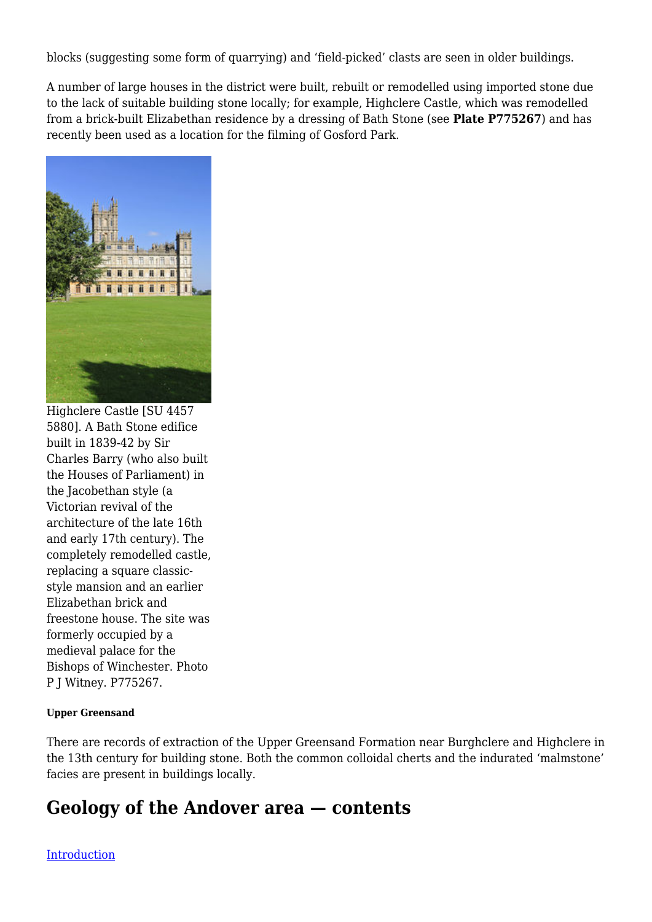blocks (suggesting some form of quarrying) and 'field-picked' clasts are seen in older buildings.

A number of large houses in the district were built, rebuilt or remodelled using imported stone due to the lack of suitable building stone locally; for example, Highclere Castle, which was remodelled from a brick-built Elizabethan residence by a dressing of Bath Stone (see **Plate P775267**) and has recently been used as a location for the filming of Gosford Park.

Highclere Castle [SU 4457 5880]. A Bath Stone edifice built in 1839-42 by Sir Charles Barry (who also built the Houses of Parliament) in the Jacobethan style (a Victorian revival of the architecture of the late 16th and early 17th century). The completely remodelled castle, replacing a square classic-style mansion and an earlier Elizabethan brick and freestone house. The site was formerly occupied by a medieval palace for the Bishops of Winchester. Photo P J Witney. P775267.

#### Upper Greensand

There are records of extraction of the Upper Greensand Formation near Burghclere and Highclere in the 13th century for building stone. Both the common colloidal cherts and the indurated 'malmstone' facies are present in buildings locally.

## Geology of the Andover area — contents

[Introduction]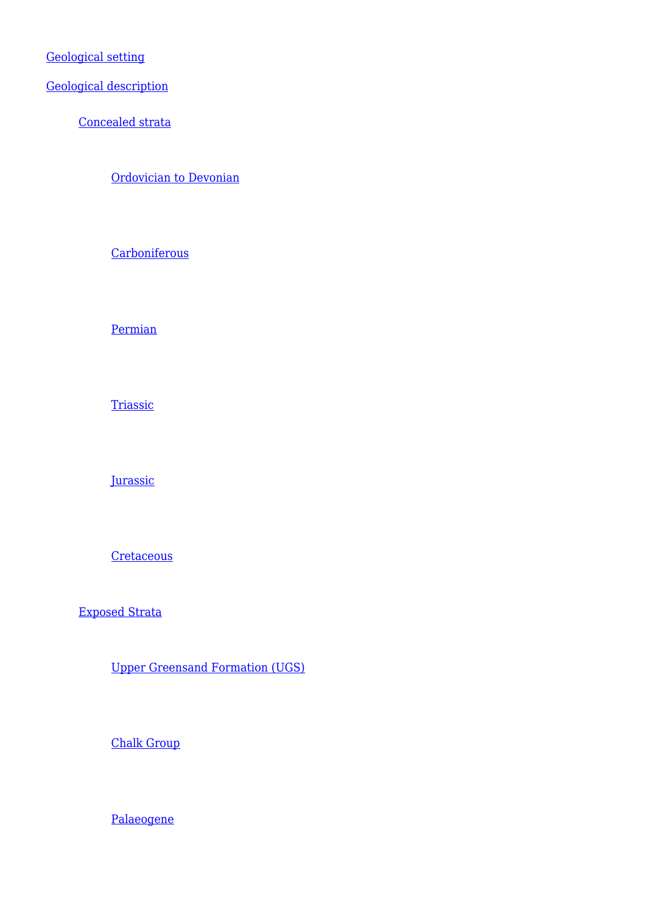- [Geological setting]
- [Geological description]
  - [Concealed strata]
    - [Ordovician to Devonian]
    - [Carboniferous]
    - [Permian]
    - [Triassic]
    - [Jurassic]
    - [Cretaceous]
  - [Exposed Strata]
    - [Upper Greensand Formation (UGS)]
    - [Chalk Group]
    - [Palaeogene]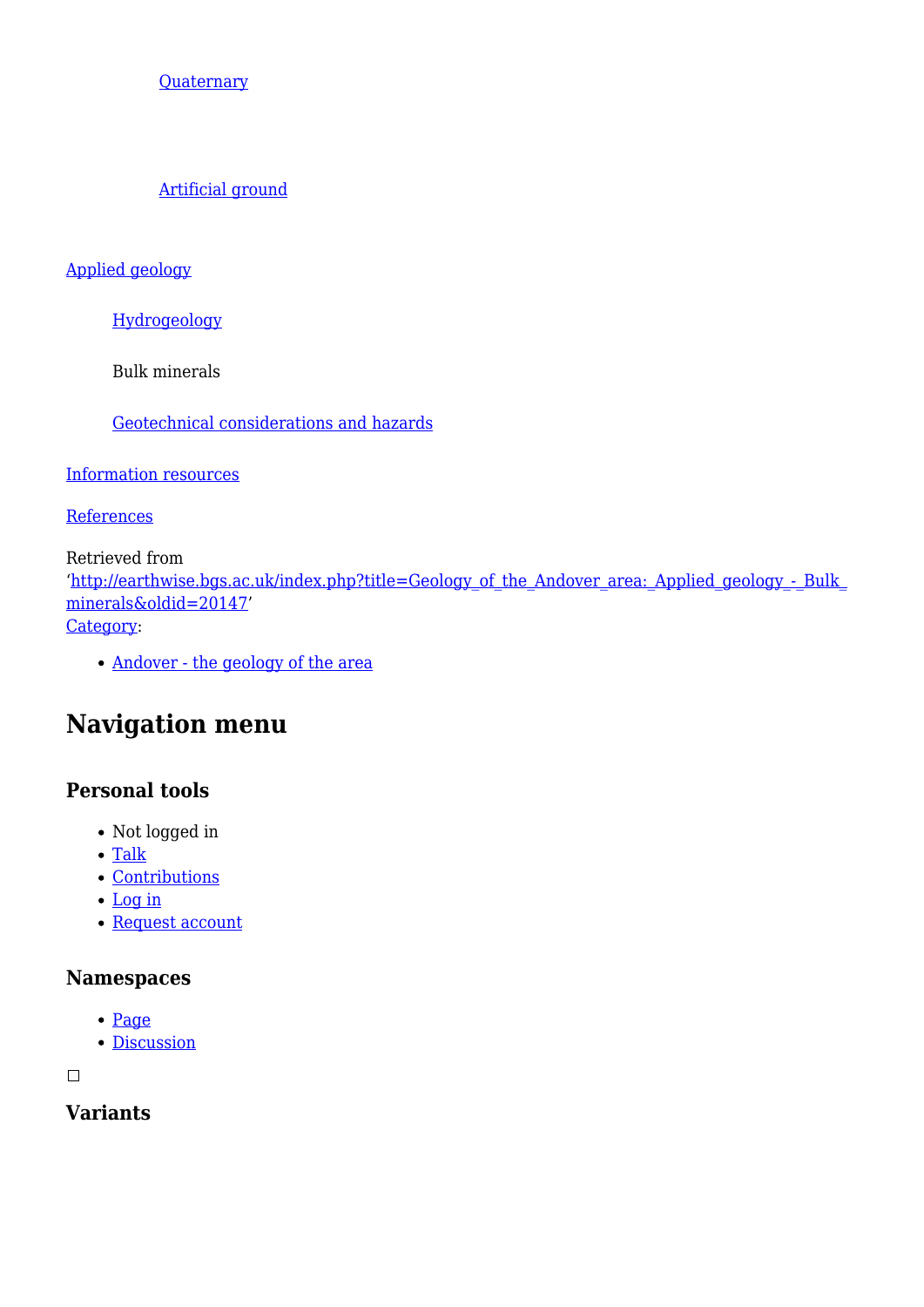[Quaternary]

[Artificial ground]

[Applied geology]

[Hydrogeology]

Bulk minerals

[Geotechnical considerations and hazards]

[Information resources]

[References]

Retrieved from
'http://earthwise.bgs.ac.uk/index.php?title=Geology_of_the_Andover_area:_Applied_geology_-_Bulk_minerals&oldid=20147'
[Category]:

- [Andover - the geology of the area]

## Navigation menu

### Personal tools

- Not logged in
- Talk
- Contributions
- Log in
- Request account

### Namespaces

- Page
- Discussion

☐

### Variants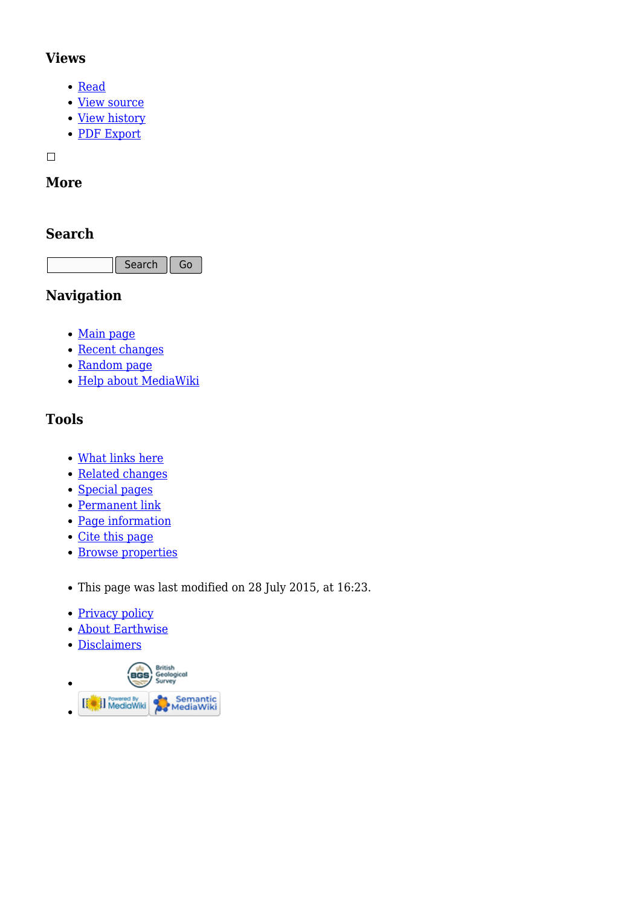### Views

- Read
- View source
- View history
- PDF Export

### More

### Search

Search Go

### Navigation

- Main page
- Recent changes
- Random page
- Help about MediaWiki

### Tools

- What links here
- Related changes
- Special pages
- Permanent link
- Page information
- Cite this page
- Browse properties

- This page was last modified on 28 July 2015, at 16:23.

- Privacy policy
- About Earthwise
- Disclaimers